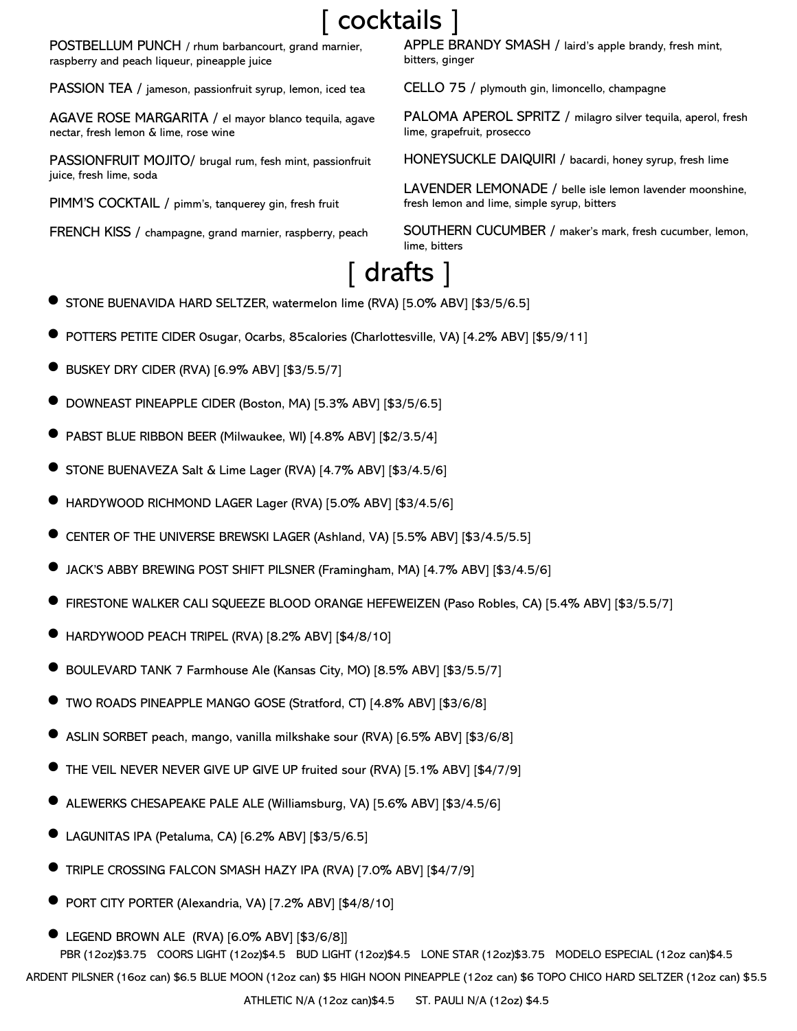# [ cocktails ]

POSTBELLUM PUNCH / rhum barbancourt, grand marnier, raspberry and peach liqueur, pineapple juice

PASSION TEA / jameson, passionfruit syrup, lemon, iced tea

AGAVE ROSE MARGARITA / el mayor blanco tequila, agave nectar, fresh lemon & lime, rose wine

PASSIONFRUIT MOJITO/ brugal rum, fesh mint, passionfruit juice, fresh lime, soda

PIMM'S COCKTAIL / pimm's, tanquerey gin, fresh fruit

FRENCH KISS / champagne, grand marnier, raspberry, peach

APPLE BRANDY SMASH / laird's apple brandy, fresh mint, bitters, ginger

CELLO 75 / plymouth gin, limoncello, champagne

PALOMA APEROL SPRITZ / milagro silver tequila, aperol, fresh lime, grapefruit, prosecco

HONEYSUCKLE DAIQUIRI / bacardi, honey syrup, fresh lime

LAVENDER LEMONADE / belle isle lemon lavender moonshine, fresh lemon and lime, simple syrup, bitters

SOUTHERN CUCUMBER / maker's mark, fresh cucumber, lemon, lime, bitters

# [ drafts ]

- STONE BUENAVIDA HARD SELTZER, watermelon lime (RVA) [5.0% ABV] [$3/5/6.5]
- POTTERS PETITE CIDER 0sugar, 0carbs, 85calories (Charlottesville, VA) [4.2% ABV] [$5/9/11]
- BUSKEY DRY CIDER (RVA) [6.9% ABV] [$3/5.5/7]
- DOWNEAST PINEAPPLE CIDER (Boston, MA) [5.3% ABV] [$3/5/6.5]
- PABST BLUE RIBBON BEER (Milwaukee, WI) [4.8% ABV] [$2/3.5/4]
- STONE BUENAVEZA Salt & Lime Lager (RVA) [4.7% ABV] [$3/4.5/6]
- HARDYWOOD RICHMOND LAGER Lager (RVA) [5.0% ABV] [$3/4.5/6]
- CENTER OF THE UNIVERSE BREWSKI LAGER (Ashland, VA) [5.5% ABV] [$3/4.5/5.5]
- JACK'S ABBY BREWING POST SHIFT PILSNER (Framingham, MA) [4.7% ABV] [$3/4.5/6]
- FIRESTONE WALKER CALI SQUEEZE BLOOD ORANGE HEFEWEIZEN (Paso Robles, CA) [5.4% ABV] [$3/5.5/7]
- HARDYWOOD PEACH TRIPEL (RVA) [8.2% ABV] [$4/8/10]
- BOULEVARD TANK 7 Farmhouse Ale (Kansas City, MO) [8.5% ABV] [$3/5.5/7]
- TWO ROADS PINEAPPLE MANGO GOSE (Stratford, CT) [4.8% ABV] [$3/6/8]
- ASLIN SORBET peach, mango, vanilla milkshake sour (RVA) [6.5% ABV] [$3/6/8]
- THE VEIL NEVER NEVER GIVE UP GIVE UP fruited sour (RVA) [5.1% ABV] [$4/7/9]
- ALEWERKS CHESAPEAKE PALE ALE (Williamsburg, VA) [5.6% ABV] [$3/4.5/6]
- LAGUNITAS IPA (Petaluma, CA) [6.2% ABV] [$3/5/6.5]
- TRIPLE CROSSING FALCON SMASH HAZY IPA (RVA) [7.0% ABV] [$4/7/9]
- PORT CITY PORTER (Alexandria, VA) [7.2% ABV] [$4/8/10]
- LEGEND BROWN ALE (RVA) [6.0% ABV] [$3/6/8]]

PBR (12oz)$3.75 COORS LIGHT (12oz)$4.5 BUD LIGHT (12oz)$4.5 LONE STAR (12oz)$3.75 MODELO ESPECIAL (12oz can)$4.5

ARDENT PILSNER (16oz can) $6.5 BLUE MOON (12oz can) $5 HIGH NOON PINEAPPLE (12oz can) $6 TOPO CHICO HARD SELTZER (12oz can) $5.5

ATHLETIC N/A (12oz can)$4.5 ST. PAULI N/A (12oz) $4.5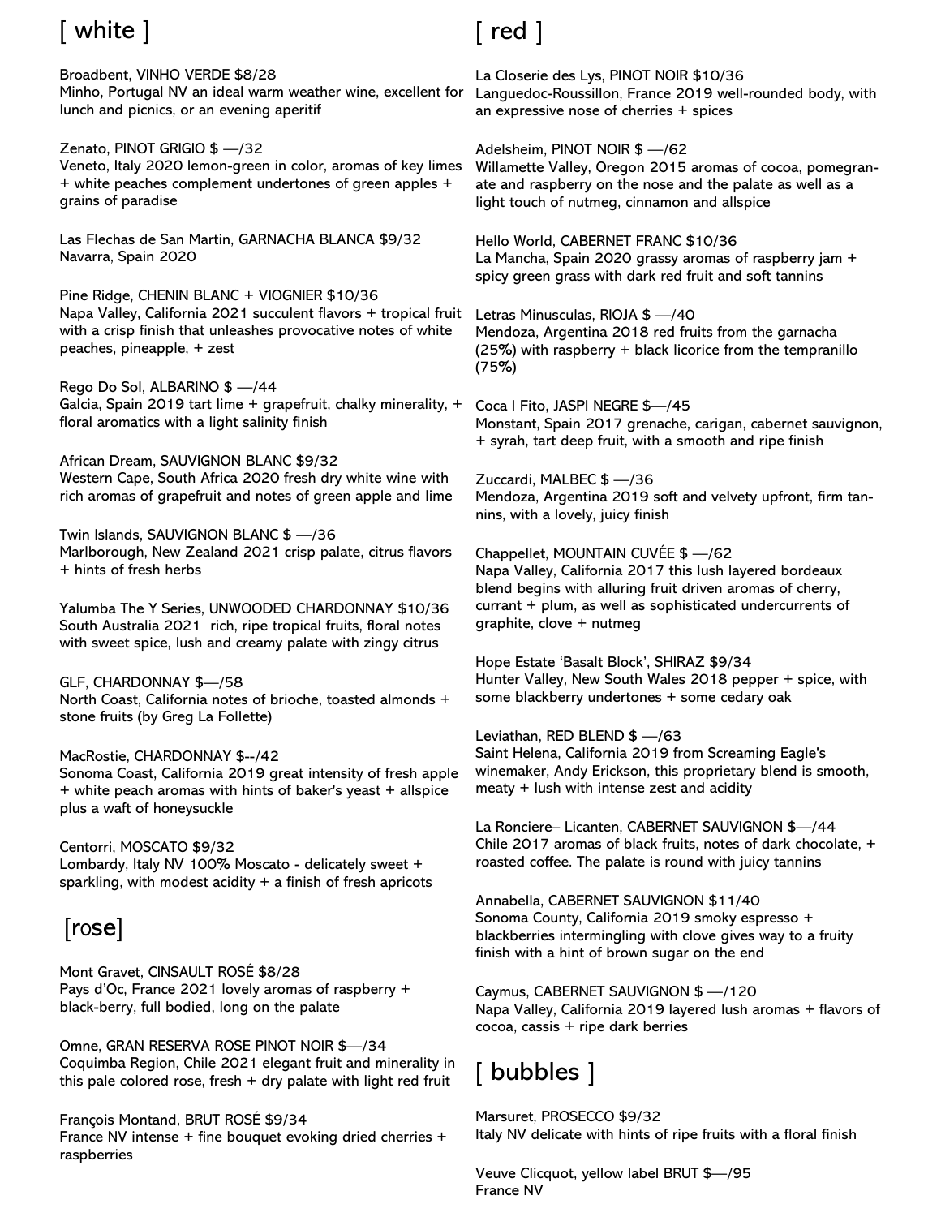# [ white ]

Broadbent, VINHO VERDE $8/28
Minho, Portugal NV an ideal warm weather wine, excellent for lunch and picnics, or an evening aperitif

Zenato, PINOT GRIGIO $ —/32
Veneto, Italy 2020 lemon-green in color, aromas of key limes + white peaches complement undertones of green apples + grains of paradise

Las Flechas de San Martin, GARNACHA BLANCA $9/32
Navarra, Spain 2020

Pine Ridge, CHENIN BLANC + VIOGNIER $10/36
Napa Valley, California 2021 succulent flavors + tropical fruit with a crisp finish that unleashes provocative notes of white peaches, pineapple, + zest

Rego Do Sol, ALBARINO $ —/44
Galcia, Spain 2019 tart lime + grapefruit, chalky minerality, + floral aromatics with a light salinity finish

African Dream, SAUVIGNON BLANC $9/32
Western Cape, South Africa 2020 fresh dry white wine with rich aromas of grapefruit and notes of green apple and lime

Twin Islands, SAUVIGNON BLANC $ —/36
Marlborough, New Zealand 2021 crisp palate, citrus flavors + hints of fresh herbs

Yalumba The Y Series, UNWOODED CHARDONNAY $10/36
South Australia 2021 rich, ripe tropical fruits, floral notes with sweet spice, lush and creamy palate with zingy citrus

GLF, CHARDONNAY $—/58
North Coast, California notes of brioche, toasted almonds + stone fruits (by Greg La Follette)

MacRostie, CHARDONNAY $--/42
Sonoma Coast, California 2019 great intensity of fresh apple + white peach aromas with hints of baker's yeast + allspice plus a waft of honeysuckle

Centorri, MOSCATO $9/32
Lombardy, Italy NV 100% Moscato - delicately sweet + sparkling, with modest acidity + a finish of fresh apricots

# [rose]

Mont Gravet, CINSAULT ROSÉ $8/28
Pays d'Oc, France 2021 lovely aromas of raspberry + black-berry, full bodied, long on the palate

Omne, GRAN RESERVA ROSE PINOT NOIR $—/34
Coquimba Region, Chile 2021 elegant fruit and minerality in this pale colored rose, fresh + dry palate with light red fruit

François Montand, BRUT ROSÉ $9/34
France NV intense + fine bouquet evoking dried cherries + raspberries

# [ red ]

La Closerie des Lys, PINOT NOIR $10/36
Languedoc-Roussillon, France 2019 well-rounded body, with an expressive nose of cherries + spices

Adelsheim, PINOT NOIR $ —/62
Willamette Valley, Oregon 2015 aromas of cocoa, pomegranate and raspberry on the nose and the palate as well as a light touch of nutmeg, cinnamon and allspice

Hello World, CABERNET FRANC $10/36
La Mancha, Spain 2020 grassy aromas of raspberry jam + spicy green grass with dark red fruit and soft tannins

Letras Minusculas, RIOJA $ —/40
Mendoza, Argentina 2018 red fruits from the garnacha (25%) with raspberry + black licorice from the tempranillo (75%)

Coca I Fito, JASPI NEGRE $—/45
Monstant, Spain 2017 grenache, carigan, cabernet sauvignon, + syrah, tart deep fruit, with a smooth and ripe finish

Zuccardi, MALBEC $ —/36
Mendoza, Argentina 2019 soft and velvety upfront, firm tannins, with a lovely, juicy finish

Chappellet, MOUNTAIN CUVÉE $ —/62
Napa Valley, California 2017 this lush layered bordeaux blend begins with alluring fruit driven aromas of cherry, currant + plum, as well as sophisticated undercurrents of graphite, clove + nutmeg

Hope Estate 'Basalt Block', SHIRAZ $9/34
Hunter Valley, New South Wales 2018 pepper + spice, with some blackberry undertones + some cedary oak

Leviathan, RED BLEND $ —/63
Saint Helena, California 2019 from Screaming Eagle's winemaker, Andy Erickson, this proprietary blend is smooth, meaty + lush with intense zest and acidity

La Ronciere– Licanten, CABERNET SAUVIGNON $—/44
Chile 2017 aromas of black fruits, notes of dark chocolate, + roasted coffee. The palate is round with juicy tannins

Annabella, CABERNET SAUVIGNON $11/40
Sonoma County, California 2019 smoky espresso + blackberries intermingling with clove gives way to a fruity finish with a hint of brown sugar on the end

Caymus, CABERNET SAUVIGNON $ —/120
Napa Valley, California 2019 layered lush aromas + flavors of cocoa, cassis + ripe dark berries

# [ bubbles ]

Marsuret, PROSECCO $9/32
Italy NV delicate with hints of ripe fruits with a floral finish

Veuve Clicquot, yellow label BRUT $—/95
France NV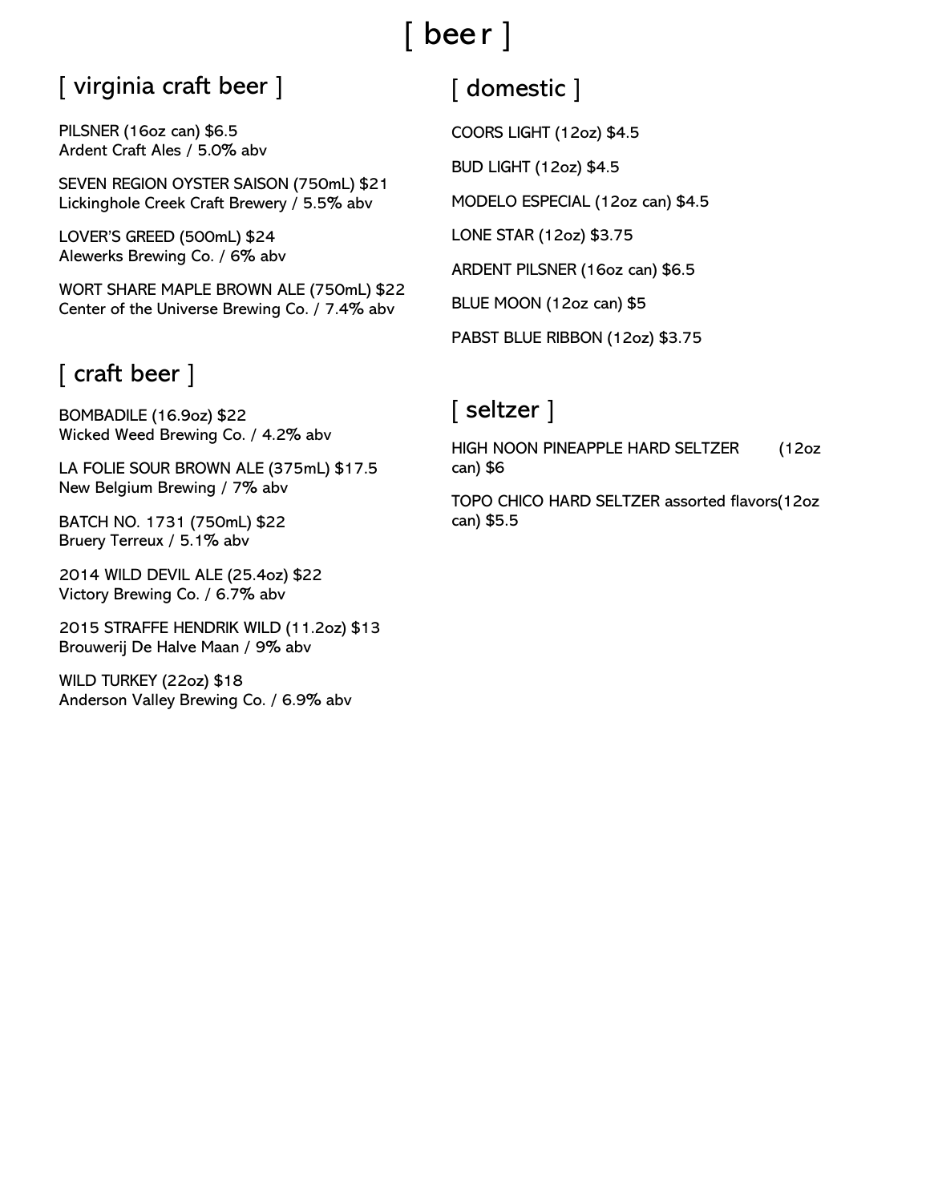# [ beer ]

## [ virginia craft beer ]

PILSNER (16oz can) $6.5
Ardent Craft Ales / 5.0% abv

SEVEN REGION OYSTER SAISON (750mL) $21
Lickinghole Creek Craft Brewery / 5.5% abv

LOVER'S GREED (500mL) $24
Alewerks Brewing Co. / 6% abv

WORT SHARE MAPLE BROWN ALE (750mL) $22
Center of the Universe Brewing Co. / 7.4% abv

## [ craft beer ]

BOMBADILE (16.9oz) $22
Wicked Weed Brewing Co. / 4.2% abv

LA FOLIE SOUR BROWN ALE (375mL) $17.5
New Belgium Brewing / 7% abv

BATCH NO. 1731 (750mL) $22
Bruery Terreux / 5.1% abv

2014 WILD DEVIL ALE (25.4oz) $22
Victory Brewing Co. / 6.7% abv

2015 STRAFFE HENDRIK WILD (11.2oz) $13
Brouwerij De Halve Maan / 9% abv

WILD TURKEY (22oz) $18
Anderson Valley Brewing Co. / 6.9% abv

## [ domestic ]

COORS LIGHT (12oz) $4.5

BUD LIGHT (12oz) $4.5

MODELO ESPECIAL (12oz can) $4.5

LONE STAR (12oz) $3.75

ARDENT PILSNER (16oz can) $6.5

BLUE MOON (12oz can) $5

PABST BLUE RIBBON (12oz) $3.75

## [ seltzer ]

HIGH NOON PINEAPPLE HARD SELTZER (12oz can) $6

TOPO CHICO HARD SELTZER assorted flavors(12oz can) $5.5